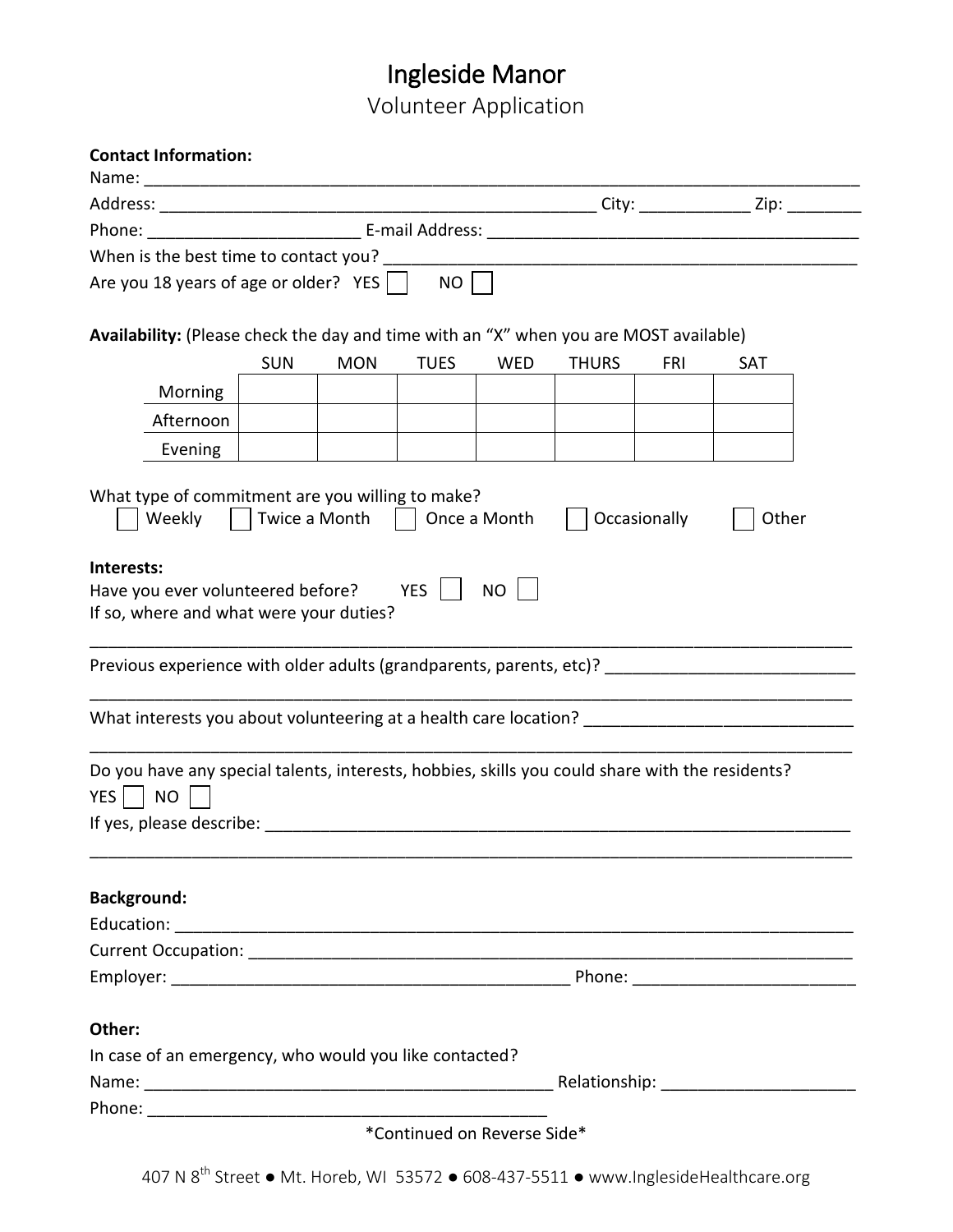# Ingleside Manor

## Volunteer Application

**Contact Information:**

Name: ______________________________________________________________________________

Address: _________________________________________________ City: ____________ Zip: ________

Phone: _______________________ E-mail Address: ________________________________________

When is the best time to contact you? ____________________________________________________

Are you 18 years of age or older? YES ☐ NO ☐

**Availability:** (Please check the day and time with an "X" when you are MOST available)

| | SUN | MON | TUES | WED | THURS | FRI | SAT |
|---|---|---|---|---|---|---|---|
| Morning | | | | | | | |
| Afternoon | | | | | | | |
| Evening | | | | | | | |

What type of commitment are you willing to make?

☐ Weekly ☐ Twice a Month ☐ Once a Month ☐ Occasionally ☐ Other

**Interests:**

Have you ever volunteered before? YES ☐ NO ☐

If so, where and what were your duties?

_________________________________________________________________________________

Previous experience with older adults (grandparents, parents, etc)? ___________________________

_________________________________________________________________________________

What interests you about volunteering at a health care location? _____________________________

_________________________________________________________________________________

Do you have any special talents, interests, hobbies, skills you could share with the residents?

YES ☐ NO ☐

If yes, please describe: _________________________________________________________________

_________________________________________________________________________________

**Background:**

Education: ________________________________________________________________________

Current Occupation: _________________________________________________________________

Employer: ____________________________________________ Phone: ________________________

**Other:**

In case of an emergency, who would you like contacted?

Name: ____________________________________________ Relationship: ____________________

Phone: ____________________________________________

*Continued on Reverse Side*

407 N 8th Street ● Mt. Horeb, WI 53572 ● 608-437-5511 ● www.InglesideHealthcare.org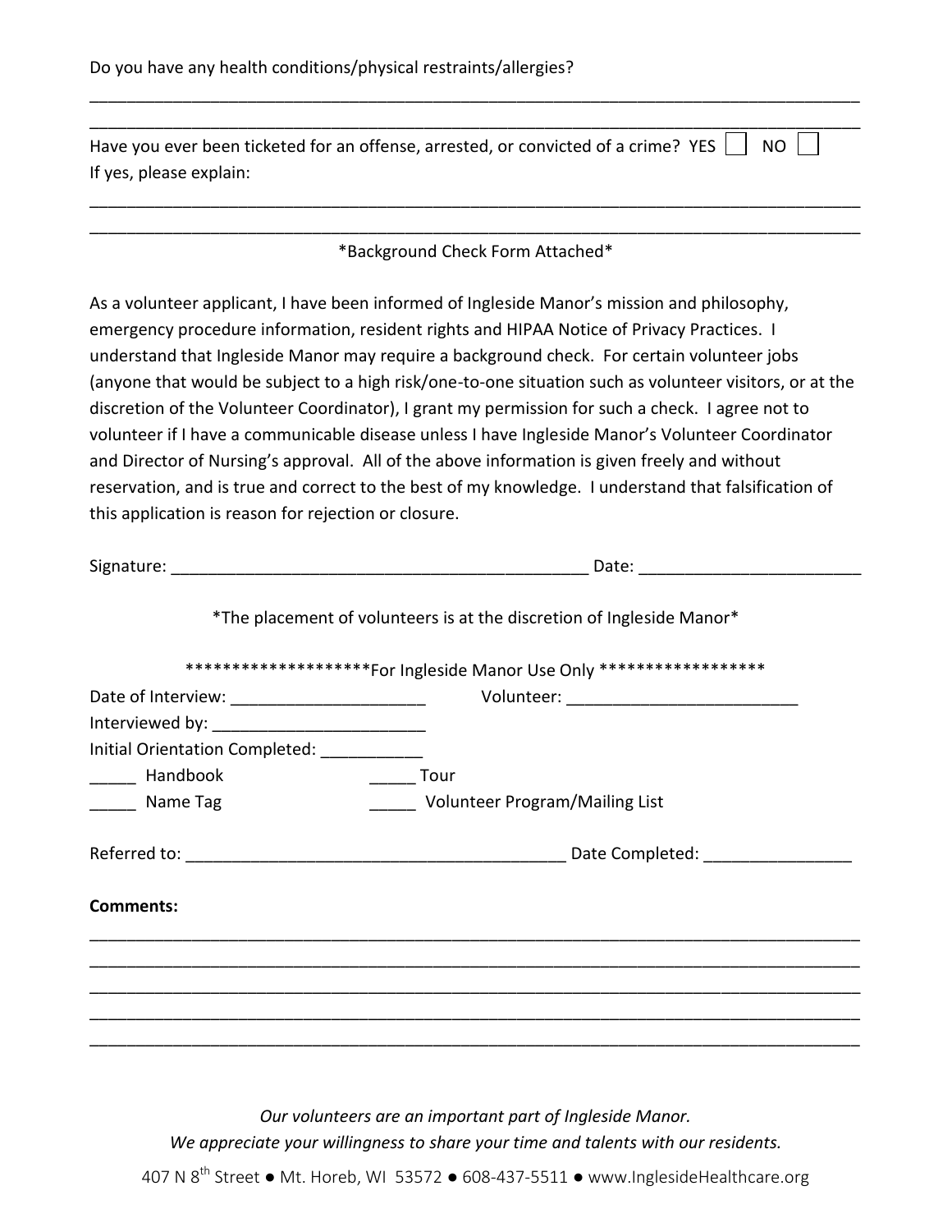Do you have any health conditions/physical restraints/allergies?

_______________________________________________________________________________

_______________________________________________________________________________

Have you ever been ticketed for an offense, arrested, or convicted of a crime? YES ☐ NO ☐

If yes, please explain:

_______________________________________________________________________________

_______________________________________________________________________________

*Background Check Form Attached*

As a volunteer applicant, I have been informed of Ingleside Manor's mission and philosophy, emergency procedure information, resident rights and HIPAA Notice of Privacy Practices. I understand that Ingleside Manor may require a background check. For certain volunteer jobs (anyone that would be subject to a high risk/one-to-one situation such as volunteer visitors, or at the discretion of the Volunteer Coordinator), I grant my permission for such a check. I agree not to volunteer if I have a communicable disease unless I have Ingleside Manor's Volunteer Coordinator and Director of Nursing's approval. All of the above information is given freely and without reservation, and is true and correct to the best of my knowledge. I understand that falsification of this application is reason for rejection or closure.

Signature: _______________________________________________ Date: ________________________

*The placement of volunteers is at the discretion of Ingleside Manor*

********************For Ingleside Manor Use Only ******************

Date of Interview: _____________________ Volunteer: _________________________

Interviewed by: _______________________

Initial Orientation Completed: ___________

_____ Handbook _____ Tour

_____ Name Tag _____ Volunteer Program/Mailing List

Referred to: __________________________________________ Date Completed: ________________

**Comments:**

_______________________________________________________________________________

_______________________________________________________________________________

_______________________________________________________________________________

_______________________________________________________________________________

_______________________________________________________________________________

*Our volunteers are an important part of Ingleside Manor.*

*We appreciate your willingness to share your time and talents with our residents.*

407 N 8th Street ● Mt. Horeb, WI 53572 ● 608-437-5511 ● www.InglesideHealthcare.org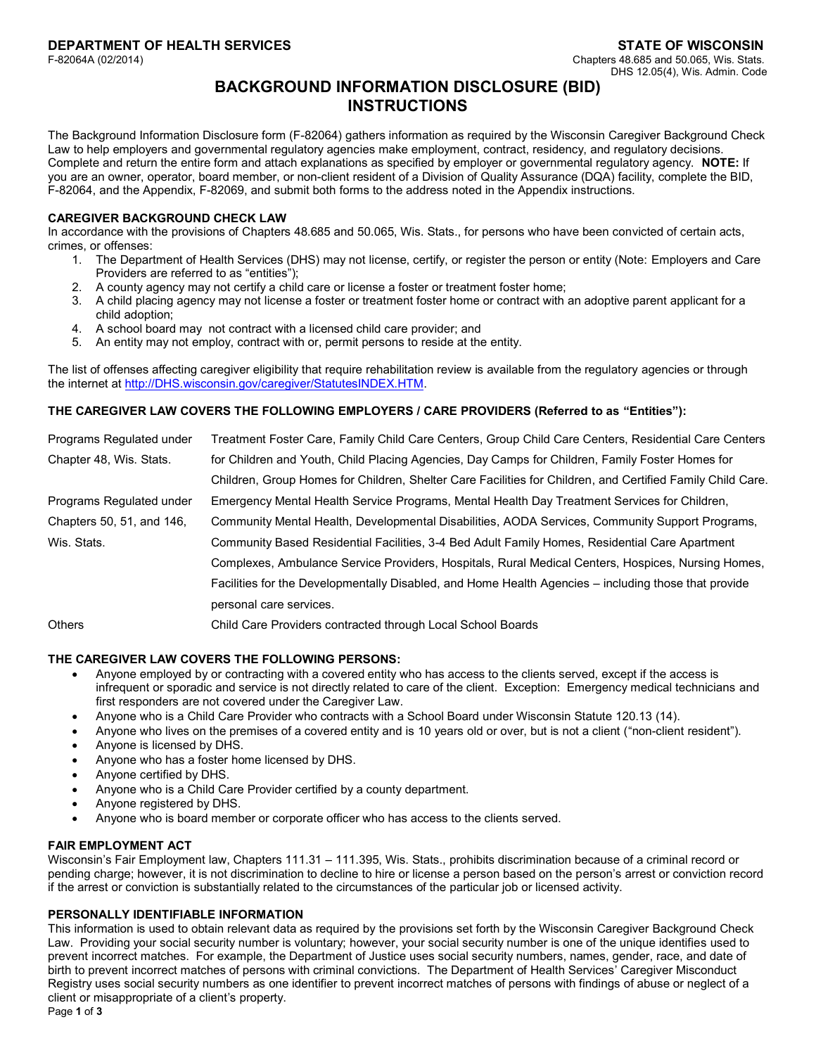**DEPARTMENT OF HEALTH SERVICES** **STATE OF WISCONSIN**
F-82064A (02/2014) Chapters 48.685 and 50.065, Wis. Stats.
DHS 12.05(4), Wis. Admin. Code

# BACKGROUND INFORMATION DISCLOSURE (BID) INSTRUCTIONS

The Background Information Disclosure form (F-82064) gathers information as required by the Wisconsin Caregiver Background Check Law to help employers and governmental regulatory agencies make employment, contract, residency, and regulatory decisions. Complete and return the entire form and attach explanations as specified by employer or governmental regulatory agency. **NOTE:** If you are an owner, operator, board member, or non-client resident of a Division of Quality Assurance (DQA) facility, complete the BID, F-82064, and the Appendix, F-82069, and submit both forms to the address noted in the Appendix instructions.

## CAREGIVER BACKGROUND CHECK LAW

In accordance with the provisions of Chapters 48.685 and 50.065, Wis. Stats., for persons who have been convicted of certain acts, crimes, or offenses:

1. The Department of Health Services (DHS) may not license, certify, or register the person or entity (Note: Employers and Care Providers are referred to as "entities");
2. A county agency may not certify a child care or license a foster or treatment foster home;
3. A child placing agency may not license a foster or treatment foster home or contract with an adoptive parent applicant for a child adoption;
4. A school board may not contract with a licensed child care provider; and
5. An entity may not employ, contract with or, permit persons to reside at the entity.

The list of offenses affecting caregiver eligibility that require rehabilitation review is available from the regulatory agencies or through the internet at http://DHS.wisconsin.gov/caregiver/StatutesINDEX.HTM.

## THE CAREGIVER LAW COVERS THE FOLLOWING EMPLOYERS / CARE PROVIDERS (Referred to as "Entities"):

| | |
|---|---|
| Programs Regulated under Chapter 48, Wis. Stats. | Treatment Foster Care, Family Child Care Centers, Group Child Care Centers, Residential Care Centers for Children and Youth, Child Placing Agencies, Day Camps for Children, Family Foster Homes for Children, Group Homes for Children, Shelter Care Facilities for Children, and Certified Family Child Care. |
| Programs Regulated under Chapters 50, 51, and 146, Wis. Stats. | Emergency Mental Health Service Programs, Mental Health Day Treatment Services for Children, Community Mental Health, Developmental Disabilities, AODA Services, Community Support Programs, Community Based Residential Facilities, 3-4 Bed Adult Family Homes, Residential Care Apartment Complexes, Ambulance Service Providers, Hospitals, Rural Medical Centers, Hospices, Nursing Homes, Facilities for the Developmentally Disabled, and Home Health Agencies – including those that provide personal care services. |
| Others | Child Care Providers contracted through Local School Boards |

## THE CAREGIVER LAW COVERS THE FOLLOWING PERSONS:

- Anyone employed by or contracting with a covered entity who has access to the clients served, except if the access is infrequent or sporadic and service is not directly related to care of the client. Exception: Emergency medical technicians and first responders are not covered under the Caregiver Law.
- Anyone who is a Child Care Provider who contracts with a School Board under Wisconsin Statute 120.13 (14).
- Anyone who lives on the premises of a covered entity and is 10 years old or over, but is not a client ("non-client resident").
- Anyone is licensed by DHS.
- Anyone who has a foster home licensed by DHS.
- Anyone certified by DHS.
- Anyone who is a Child Care Provider certified by a county department.
- Anyone registered by DHS.
- Anyone who is board member or corporate officer who has access to the clients served.

## FAIR EMPLOYMENT ACT

Wisconsin's Fair Employment law, Chapters 111.31 – 111.395, Wis. Stats., prohibits discrimination because of a criminal record or pending charge; however, it is not discrimination to decline to hire or license a person based on the person's arrest or conviction record if the arrest or conviction is substantially related to the circumstances of the particular job or licensed activity.

## PERSONALLY IDENTIFIABLE INFORMATION

This information is used to obtain relevant data as required by the provisions set forth by the Wisconsin Caregiver Background Check Law. Providing your social security number is voluntary; however, your social security number is one of the unique identifies used to prevent incorrect matches. For example, the Department of Justice uses social security numbers, names, gender, race, and date of birth to prevent incorrect matches of persons with criminal convictions. The Department of Health Services' Caregiver Misconduct Registry uses social security numbers as one identifier to prevent incorrect matches of persons with findings of abuse or neglect of a client or misappropriate of a client's property.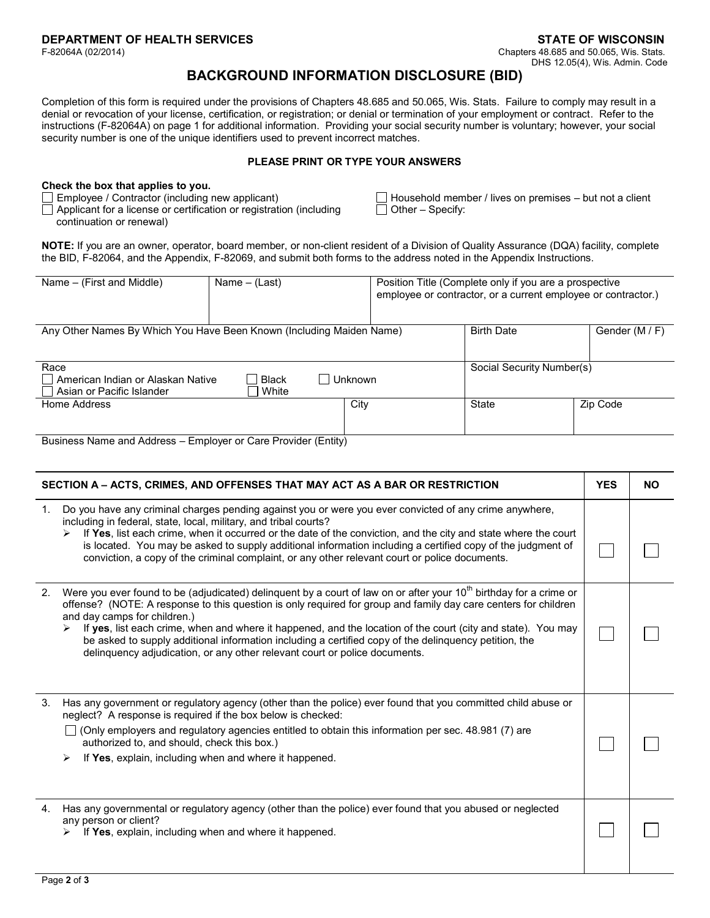**DEPARTMENT OF HEALTH SERVICES**
F-82064A (02/2014)

**STATE OF WISCONSIN**
Chapters 48.685 and 50.065, Wis. Stats.
DHS 12.05(4), Wis. Admin. Code

# BACKGROUND INFORMATION DISCLOSURE (BID)

Completion of this form is required under the provisions of Chapters 48.685 and 50.065, Wis. Stats. Failure to comply may result in a denial or revocation of your license, certification, or registration; or denial or termination of your employment or contract. Refer to the instructions (F-82064A) on page 1 for additional information. Providing your social security number is voluntary; however, your social security number is one of the unique identifiers used to prevent incorrect matches.

**PLEASE PRINT OR TYPE YOUR ANSWERS**

**Check the box that applies to you.**

- ☐ Employee / Contractor (including new applicant)
- ☐ Applicant for a license or certification or registration (including continuation or renewal)
- ☐ Household member / lives on premises – but not a client
- ☐ Other – Specify:

**NOTE:** If you are an owner, operator, board member, or non-client resident of a Division of Quality Assurance (DQA) facility, complete the BID, F-82064, and the Appendix, F-82069, and submit both forms to the address noted in the Appendix Instructions.

| Name – (First and Middle) | Name – (Last) | Position Title (Complete only if you are a prospective employee or contractor, or a current employee or contractor.) | |
|---|---|---|---|
| | | | |

| Any Other Names By Which You Have Been Known (Including Maiden Name) | Birth Date | Gender (M / F) |
|---|---|---|
| | | |

| Race | Social Security Number(s) |
|---|---|
| ☐ American Indian or Alaskan Native ☐ Black ☐ Unknown ☐ Asian or Pacific Islander ☐ White | |

| Home Address | City | State | Zip Code |
|---|---|---|---|
| | | | |

Business Name and Address – Employer or Care Provider (Entity)

| SECTION A – ACTS, CRIMES, AND OFFENSES THAT MAY ACT AS A BAR OR RESTRICTION | YES | NO |
|---|---|---|
| 1. Do you have any criminal charges pending against you or were you ever convicted of any crime anywhere, including in federal, state, local, military, and tribal courts? ➢ If **Yes**, list each crime, when it occurred or the date of the conviction, and the city and state where the court is located. You may be asked to supply additional information including a certified copy of the judgment of conviction, a copy of the criminal complaint, or any other relevant court or police documents. | ☐ | ☐ |
| 2. Were you ever found to be (adjudicated) delinquent by a court of law on or after your 10th birthday for a crime or offense? (NOTE: A response to this question is only required for group and family day care centers for children and day camps for children.) ➢ If **yes**, list each crime, when and where it happened, and the location of the court (city and state). You may be asked to supply additional information including a certified copy of the delinquency petition, the delinquency adjudication, or any other relevant court or police documents. | ☐ | ☐ |
| 3. Has any government or regulatory agency (other than the police) ever found that you committed child abuse or neglect? A response is required if the box below is checked: ☐ (Only employers and regulatory agencies entitled to obtain this information per sec. 48.981 (7) are authorized to, and should, check this box.) ➢ If **Yes**, explain, including when and where it happened. | ☐ | ☐ |
| 4. Has any governmental or regulatory agency (other than the police) ever found that you abused or neglected any person or client? ➢ If **Yes**, explain, including when and where it happened. | ☐ | ☐ |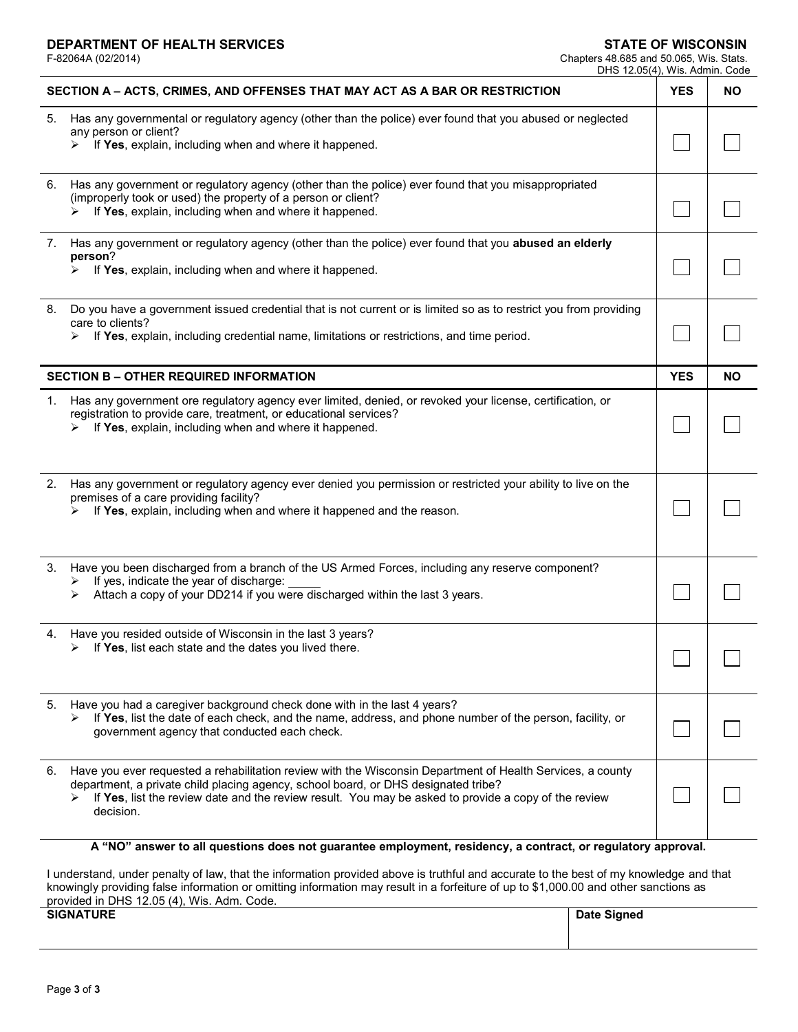**DEPARTMENT OF HEALTH SERVICES**
F-82064A (02/2014)

**STATE OF WISCONSIN**
Chapters 48.685 and 50.065, Wis. Stats.
DHS 12.05(4), Wis. Admin. Code

| SECTION A – ACTS, CRIMES, AND OFFENSES THAT MAY ACT AS A BAR OR RESTRICTION | YES | NO |
|---|---|---|
| 5. Has any governmental or regulatory agency (other than the police) ever found that you abused or neglected any person or client? <br> ➢ If **Yes**, explain, including when and where it happened. | ☐ | ☐ |
| 6. Has any government or regulatory agency (other than the police) ever found that you misappropriated (improperly took or used) the property of a person or client? <br> ➢ If **Yes**, explain, including when and where it happened. | ☐ | ☐ |
| 7. Has any government or regulatory agency (other than the police) ever found that you **abused an elderly person**? <br> ➢ If **Yes**, explain, including when and where it happened. | ☐ | ☐ |
| 8. Do you have a government issued credential that is not current or is limited so as to restrict you from providing care to clients? <br> ➢ If **Yes**, explain, including credential name, limitations or restrictions, and time period. | ☐ | ☐ |

| SECTION B – OTHER REQUIRED INFORMATION | YES | NO |
|---|---|---|
| 1. Has any government ore regulatory agency ever limited, denied, or revoked your license, certification, or registration to provide care, treatment, or educational services? <br> ➢ If **Yes**, explain, including when and where it happened. | ☐ | ☐ |
| 2. Has any government or regulatory agency ever denied you permission or restricted your ability to live on the premises of a care providing facility? <br> ➢ If **Yes**, explain, including when and where it happened and the reason. | ☐ | ☐ |
| 3. Have you been discharged from a branch of the US Armed Forces, including any reserve component? <br> ➢ If yes, indicate the year of discharge: _____ <br> ➢ Attach a copy of your DD214 if you were discharged within the last 3 years. | ☐ | ☐ |
| 4. Have you resided outside of Wisconsin in the last 3 years? <br> ➢ If **Yes**, list each state and the dates you lived there. | ☐ | ☐ |
| 5. Have you had a caregiver background check done with in the last 4 years? <br> ➢ If **Yes**, list the date of each check, and the name, address, and phone number of the person, facility, or government agency that conducted each check. | ☐ | ☐ |
| 6. Have you ever requested a rehabilitation review with the Wisconsin Department of Health Services, a county department, a private child placing agency, school board, or DHS designated tribe? <br> ➢ If **Yes**, list the review date and the review result. You may be asked to provide a copy of the review decision. | ☐ | ☐ |

**A "NO" answer to all questions does not guarantee employment, residency, a contract, or regulatory approval.**

I understand, under penalty of law, that the information provided above is truthful and accurate to the best of my knowledge and that knowingly providing false information or omitting information may result in a forfeiture of up to $1,000.00 and other sanctions as provided in DHS 12.05 (4), Wis. Adm. Code.

| SIGNATURE | Date Signed |
|---|---|
| | |